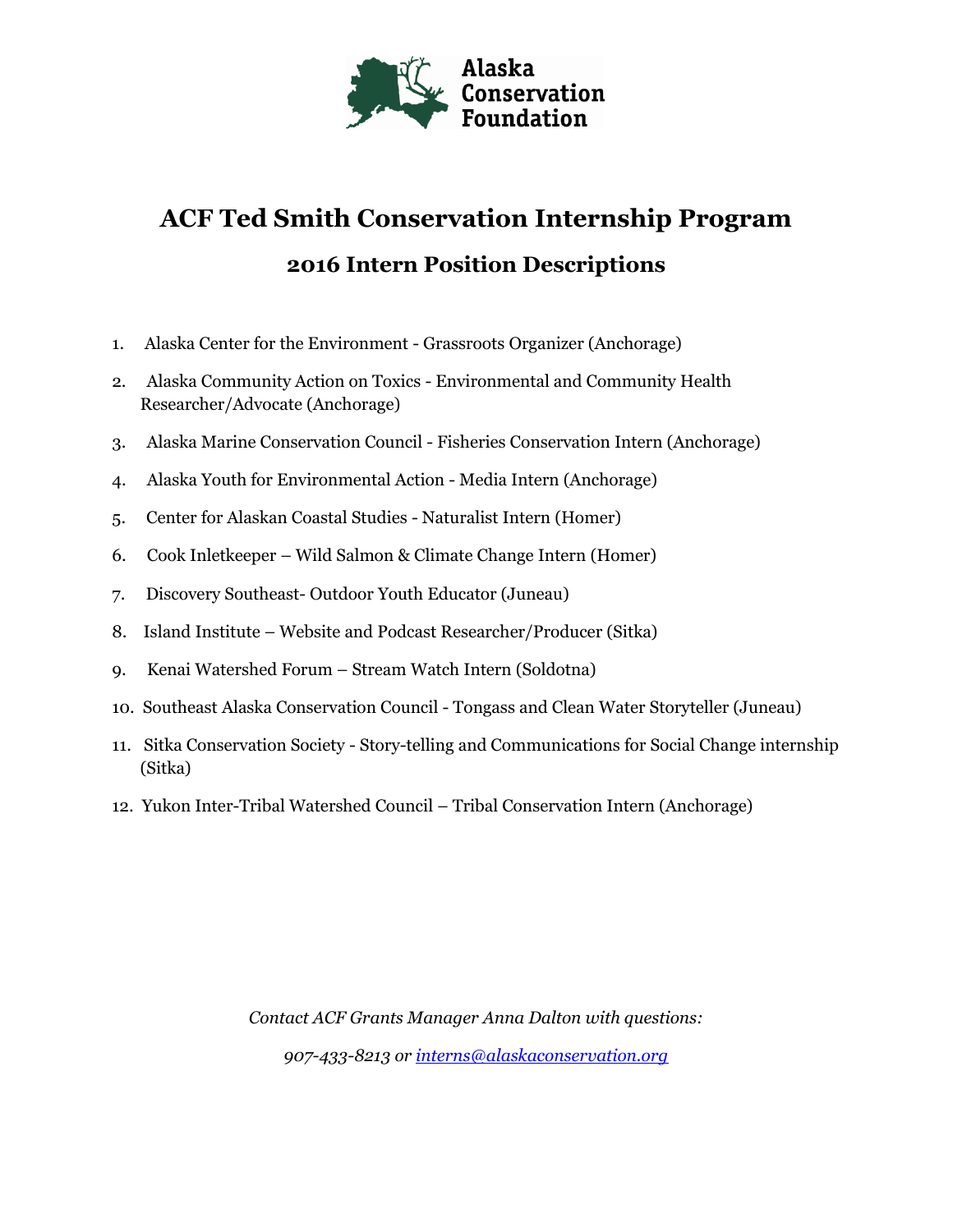Alaska Conservation Foundation

# ACF Ted Smith Conservation Internship Program

## 2016 Intern Position Descriptions

1. Alaska Center for the Environment - Grassroots Organizer (Anchorage)
2. Alaska Community Action on Toxics - Environmental and Community Health Researcher/Advocate (Anchorage)
3. Alaska Marine Conservation Council - Fisheries Conservation Intern (Anchorage)
4. Alaska Youth for Environmental Action - Media Intern (Anchorage)
5. Center for Alaskan Coastal Studies - Naturalist Intern (Homer)
6. Cook Inletkeeper – Wild Salmon & Climate Change Intern (Homer)
7. Discovery Southeast- Outdoor Youth Educator (Juneau)
8. Island Institute – Website and Podcast Researcher/Producer (Sitka)
9. Kenai Watershed Forum – Stream Watch Intern (Soldotna)
10. Southeast Alaska Conservation Council - Tongass and Clean Water Storyteller (Juneau)
11. Sitka Conservation Society - Story-telling and Communications for Social Change internship (Sitka)
12. Yukon Inter-Tribal Watershed Council – Tribal Conservation Intern (Anchorage)

*Contact ACF Grants Manager Anna Dalton with questions:*

*907-433-8213 or [interns@alaskaconservation.org](mailto:interns@alaskaconservation.org)*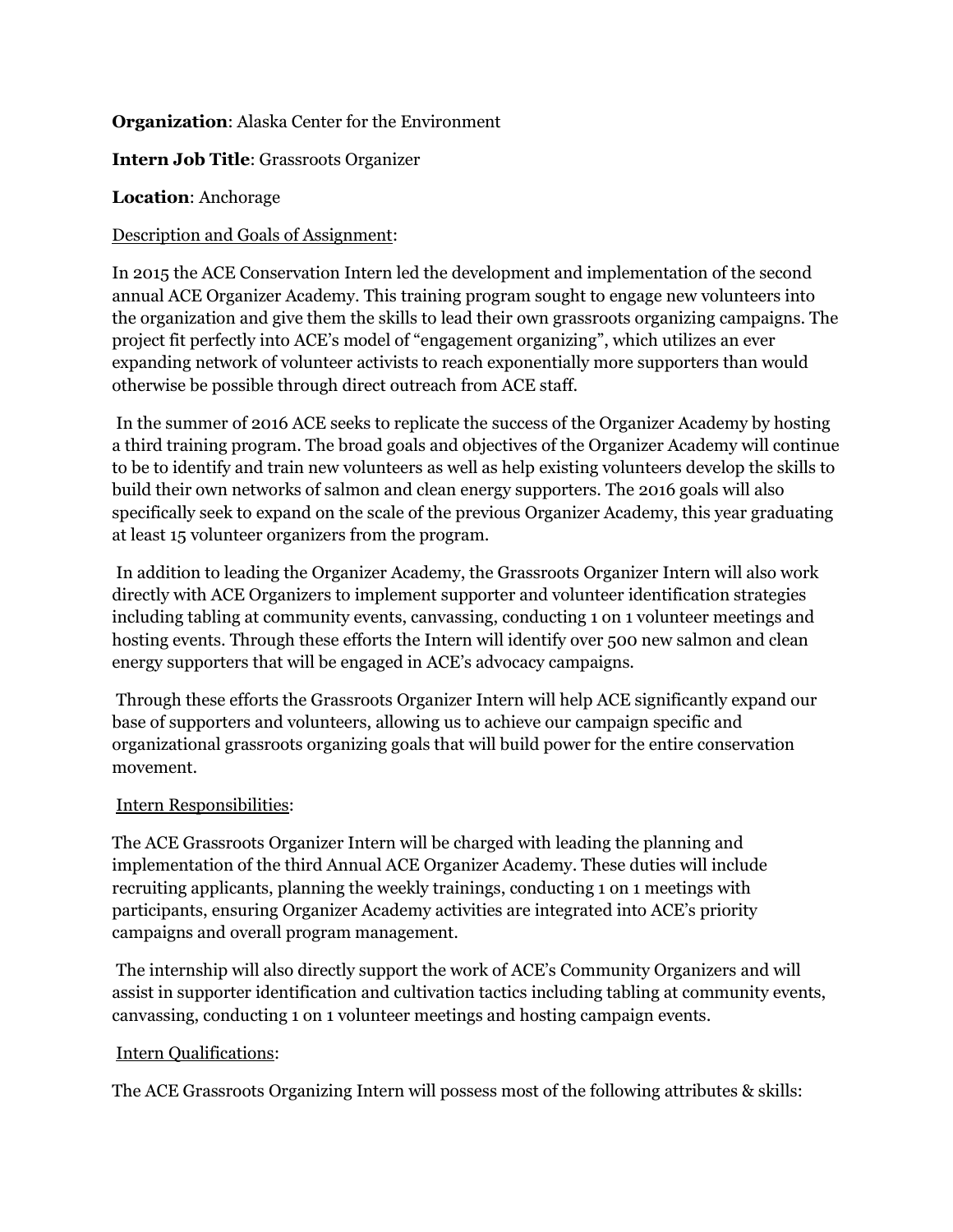**Organization**: Alaska Center for the Environment

**Intern Job Title**: Grassroots Organizer

**Location**: Anchorage

Description and Goals of Assignment:

In 2015 the ACE Conservation Intern led the development and implementation of the second annual ACE Organizer Academy. This training program sought to engage new volunteers into the organization and give them the skills to lead their own grassroots organizing campaigns. The project fit perfectly into ACE's model of "engagement organizing", which utilizes an ever expanding network of volunteer activists to reach exponentially more supporters than would otherwise be possible through direct outreach from ACE staff.

In the summer of 2016 ACE seeks to replicate the success of the Organizer Academy by hosting a third training program. The broad goals and objectives of the Organizer Academy will continue to be to identify and train new volunteers as well as help existing volunteers develop the skills to build their own networks of salmon and clean energy supporters. The 2016 goals will also specifically seek to expand on the scale of the previous Organizer Academy, this year graduating at least 15 volunteer organizers from the program.

In addition to leading the Organizer Academy, the Grassroots Organizer Intern will also work directly with ACE Organizers to implement supporter and volunteer identification strategies including tabling at community events, canvassing, conducting 1 on 1 volunteer meetings and hosting events. Through these efforts the Intern will identify over 500 new salmon and clean energy supporters that will be engaged in ACE's advocacy campaigns.

Through these efforts the Grassroots Organizer Intern will help ACE significantly expand our base of supporters and volunteers, allowing us to achieve our campaign specific and organizational grassroots organizing goals that will build power for the entire conservation movement.

Intern Responsibilities:

The ACE Grassroots Organizer Intern will be charged with leading the planning and implementation of the third Annual ACE Organizer Academy. These duties will include recruiting applicants, planning the weekly trainings, conducting 1 on 1 meetings with participants, ensuring Organizer Academy activities are integrated into ACE's priority campaigns and overall program management.

The internship will also directly support the work of ACE's Community Organizers and will assist in supporter identification and cultivation tactics including tabling at community events, canvassing, conducting 1 on 1 volunteer meetings and hosting campaign events.

Intern Qualifications:

The ACE Grassroots Organizing Intern will possess most of the following attributes & skills: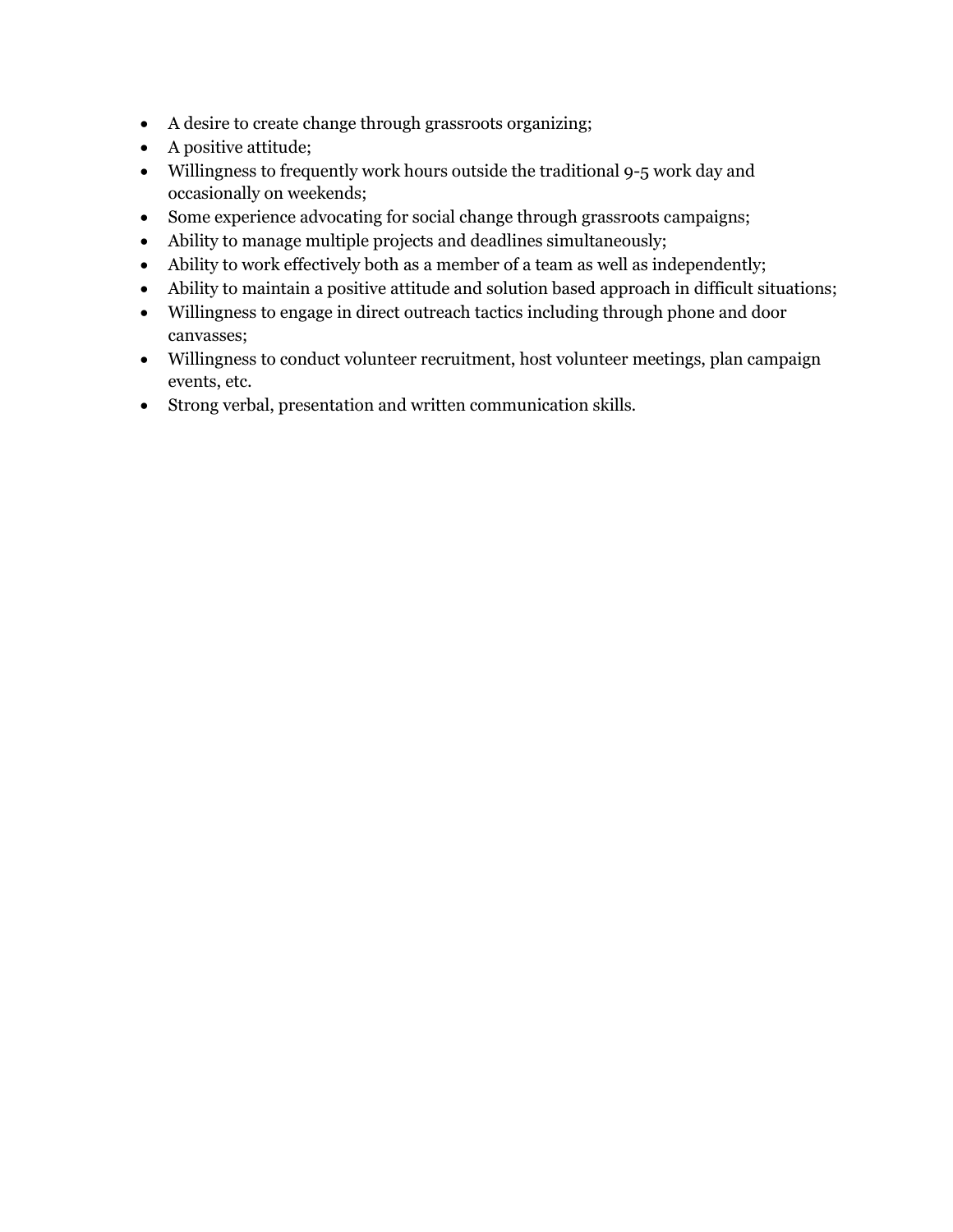- A desire to create change through grassroots organizing;
- A positive attitude;
- Willingness to frequently work hours outside the traditional 9-5 work day and occasionally on weekends;
- Some experience advocating for social change through grassroots campaigns;
- Ability to manage multiple projects and deadlines simultaneously;
- Ability to work effectively both as a member of a team as well as independently;
- Ability to maintain a positive attitude and solution based approach in difficult situations;
- Willingness to engage in direct outreach tactics including through phone and door canvasses;
- Willingness to conduct volunteer recruitment, host volunteer meetings, plan campaign events, etc.
- Strong verbal, presentation and written communication skills.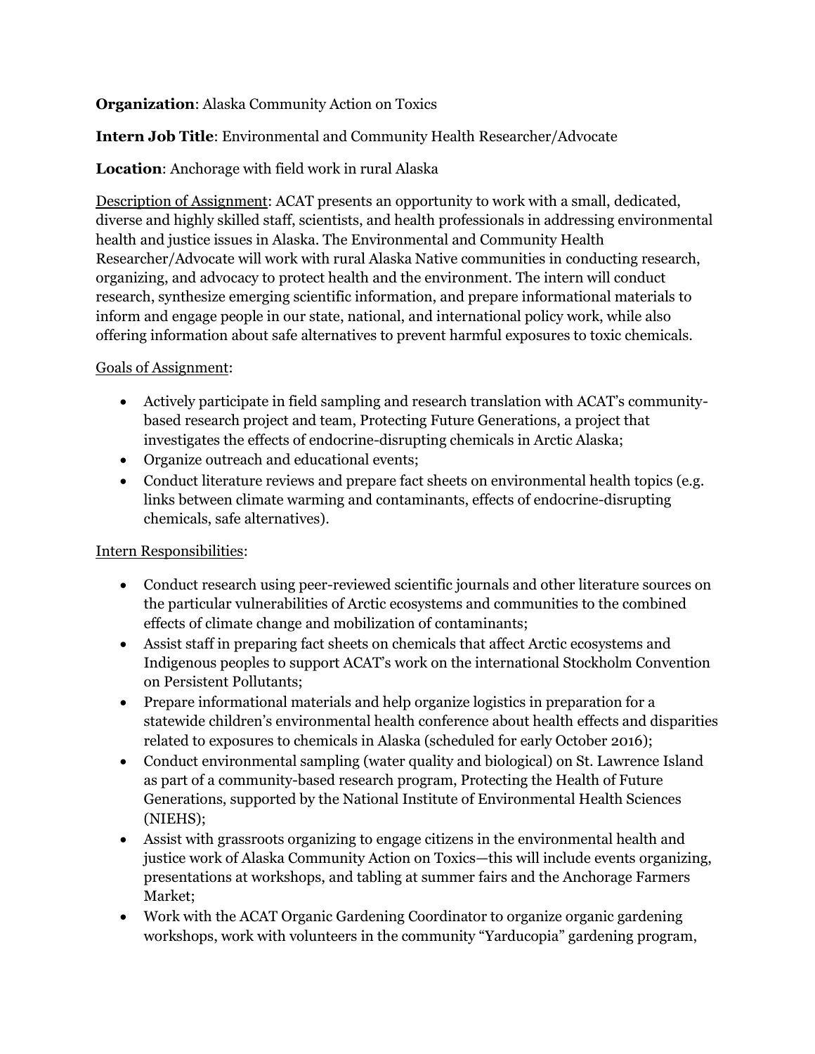**Organization**: Alaska Community Action on Toxics

**Intern Job Title**: Environmental and Community Health Researcher/Advocate

**Location**: Anchorage with field work in rural Alaska

Description of Assignment: ACAT presents an opportunity to work with a small, dedicated, diverse and highly skilled staff, scientists, and health professionals in addressing environmental health and justice issues in Alaska. The Environmental and Community Health Researcher/Advocate will work with rural Alaska Native communities in conducting research, organizing, and advocacy to protect health and the environment. The intern will conduct research, synthesize emerging scientific information, and prepare informational materials to inform and engage people in our state, national, and international policy work, while also offering information about safe alternatives to prevent harmful exposures to toxic chemicals.

Goals of Assignment:

- Actively participate in field sampling and research translation with ACAT's community-based research project and team, Protecting Future Generations, a project that investigates the effects of endocrine-disrupting chemicals in Arctic Alaska;
- Organize outreach and educational events;
- Conduct literature reviews and prepare fact sheets on environmental health topics (e.g. links between climate warming and contaminants, effects of endocrine-disrupting chemicals, safe alternatives).

Intern Responsibilities:

- Conduct research using peer-reviewed scientific journals and other literature sources on the particular vulnerabilities of Arctic ecosystems and communities to the combined effects of climate change and mobilization of contaminants;
- Assist staff in preparing fact sheets on chemicals that affect Arctic ecosystems and Indigenous peoples to support ACAT's work on the international Stockholm Convention on Persistent Pollutants;
- Prepare informational materials and help organize logistics in preparation for a statewide children's environmental health conference about health effects and disparities related to exposures to chemicals in Alaska (scheduled for early October 2016);
- Conduct environmental sampling (water quality and biological) on St. Lawrence Island as part of a community-based research program, Protecting the Health of Future Generations, supported by the National Institute of Environmental Health Sciences (NIEHS);
- Assist with grassroots organizing to engage citizens in the environmental health and justice work of Alaska Community Action on Toxics—this will include events organizing, presentations at workshops, and tabling at summer fairs and the Anchorage Farmers Market;
- Work with the ACAT Organic Gardening Coordinator to organize organic gardening workshops, work with volunteers in the community "Yarducopia" gardening program,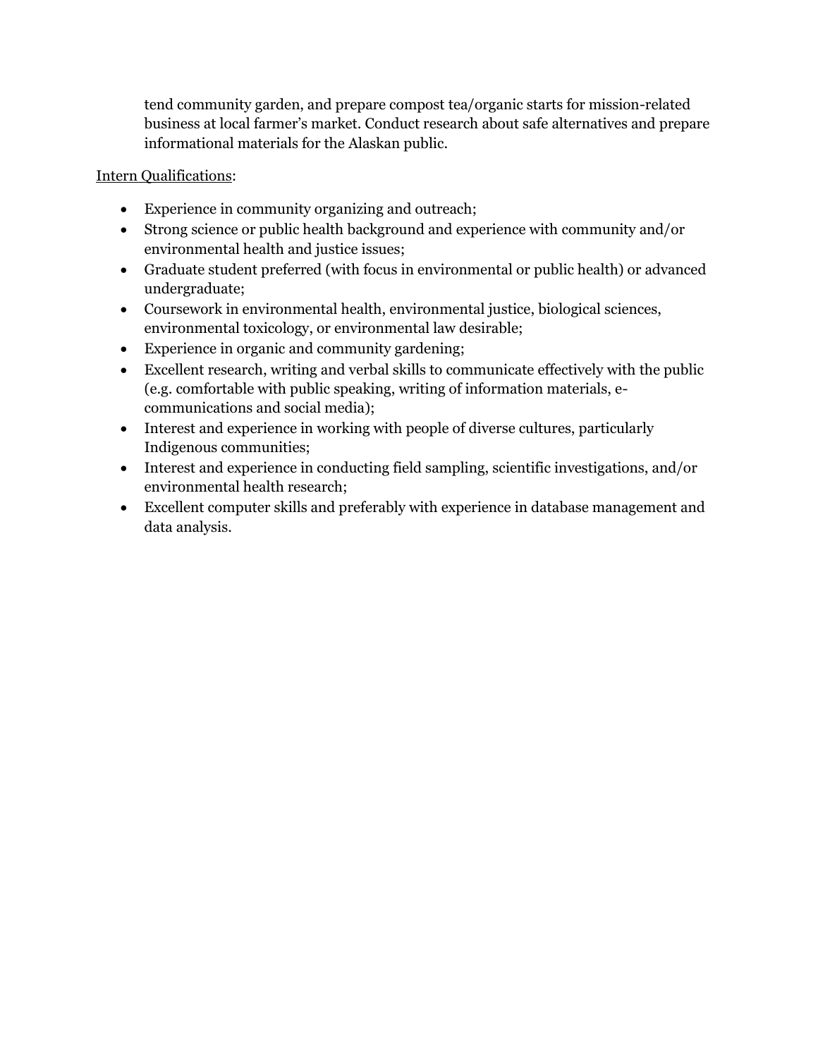tend community garden, and prepare compost tea/organic starts for mission-related business at local farmer's market. Conduct research about safe alternatives and prepare informational materials for the Alaskan public.

Intern Qualifications:

- Experience in community organizing and outreach;
- Strong science or public health background and experience with community and/or environmental health and justice issues;
- Graduate student preferred (with focus in environmental or public health) or advanced undergraduate;
- Coursework in environmental health, environmental justice, biological sciences, environmental toxicology, or environmental law desirable;
- Experience in organic and community gardening;
- Excellent research, writing and verbal skills to communicate effectively with the public (e.g. comfortable with public speaking, writing of information materials, e-communications and social media);
- Interest and experience in working with people of diverse cultures, particularly Indigenous communities;
- Interest and experience in conducting field sampling, scientific investigations, and/or environmental health research;
- Excellent computer skills and preferably with experience in database management and data analysis.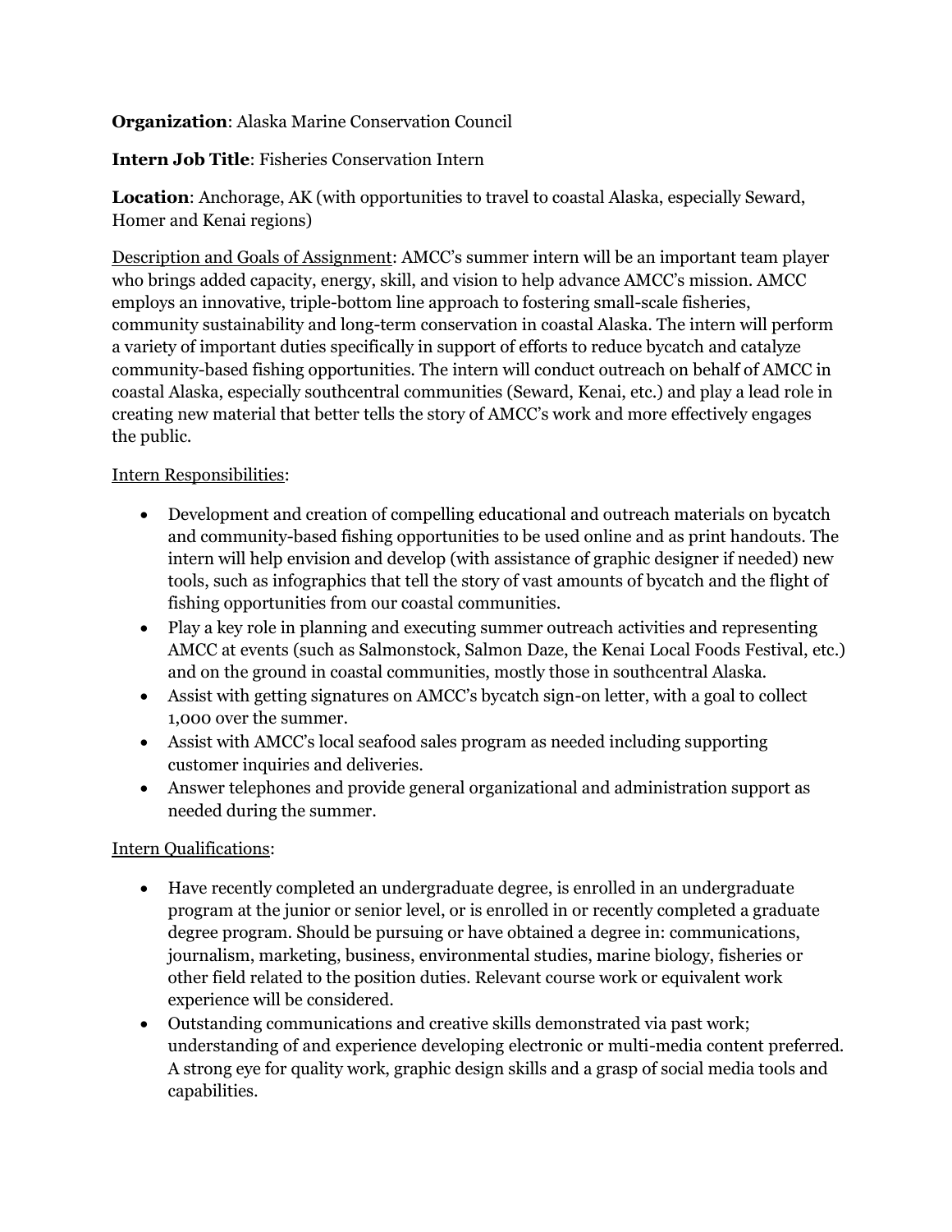**Organization**: Alaska Marine Conservation Council

**Intern Job Title**: Fisheries Conservation Intern

**Location**: Anchorage, AK (with opportunities to travel to coastal Alaska, especially Seward, Homer and Kenai regions)

<u>Description and Goals of Assignment</u>: AMCC's summer intern will be an important team player who brings added capacity, energy, skill, and vision to help advance AMCC's mission. AMCC employs an innovative, triple-bottom line approach to fostering small-scale fisheries, community sustainability and long-term conservation in coastal Alaska. The intern will perform a variety of important duties specifically in support of efforts to reduce bycatch and catalyze community-based fishing opportunities. The intern will conduct outreach on behalf of AMCC in coastal Alaska, especially southcentral communities (Seward, Kenai, etc.) and play a lead role in creating new material that better tells the story of AMCC's work and more effectively engages the public.

<u>Intern Responsibilities</u>:

- Development and creation of compelling educational and outreach materials on bycatch and community-based fishing opportunities to be used online and as print handouts. The intern will help envision and develop (with assistance of graphic designer if needed) new tools, such as infographics that tell the story of vast amounts of bycatch and the flight of fishing opportunities from our coastal communities.
- Play a key role in planning and executing summer outreach activities and representing AMCC at events (such as Salmonstock, Salmon Daze, the Kenai Local Foods Festival, etc.) and on the ground in coastal communities, mostly those in southcentral Alaska.
- Assist with getting signatures on AMCC's bycatch sign-on letter, with a goal to collect 1,000 over the summer.
- Assist with AMCC's local seafood sales program as needed including supporting customer inquiries and deliveries.
- Answer telephones and provide general organizational and administration support as needed during the summer.

<u>Intern Qualifications</u>:

- Have recently completed an undergraduate degree, is enrolled in an undergraduate program at the junior or senior level, or is enrolled in or recently completed a graduate degree program. Should be pursuing or have obtained a degree in: communications, journalism, marketing, business, environmental studies, marine biology, fisheries or other field related to the position duties. Relevant course work or equivalent work experience will be considered.
- Outstanding communications and creative skills demonstrated via past work; understanding of and experience developing electronic or multi-media content preferred. A strong eye for quality work, graphic design skills and a grasp of social media tools and capabilities.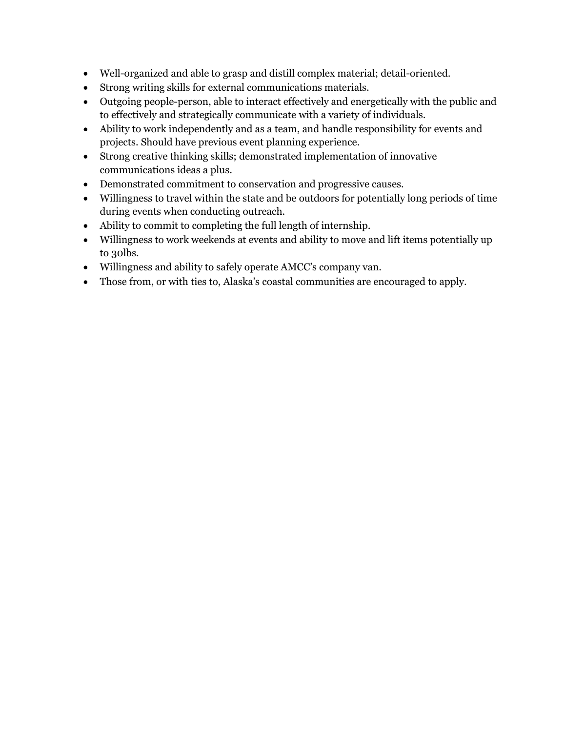- Well-organized and able to grasp and distill complex material; detail-oriented.
- Strong writing skills for external communications materials.
- Outgoing people-person, able to interact effectively and energetically with the public and to effectively and strategically communicate with a variety of individuals.
- Ability to work independently and as a team, and handle responsibility for events and projects. Should have previous event planning experience.
- Strong creative thinking skills; demonstrated implementation of innovative communications ideas a plus.
- Demonstrated commitment to conservation and progressive causes.
- Willingness to travel within the state and be outdoors for potentially long periods of time during events when conducting outreach.
- Ability to commit to completing the full length of internship.
- Willingness to work weekends at events and ability to move and lift items potentially up to 30lbs.
- Willingness and ability to safely operate AMCC's company van.
- Those from, or with ties to, Alaska's coastal communities are encouraged to apply.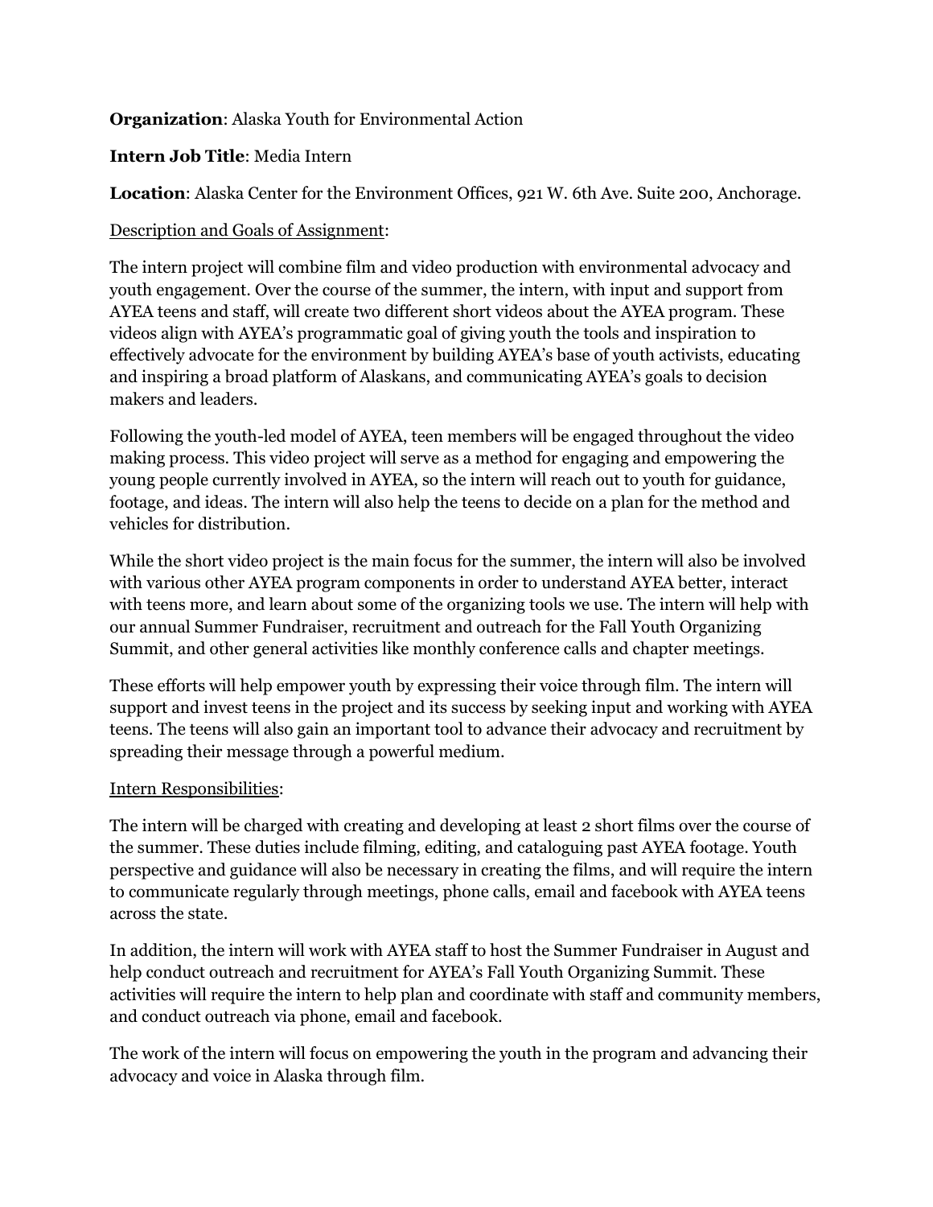**Organization**: Alaska Youth for Environmental Action

**Intern Job Title**: Media Intern

**Location**: Alaska Center for the Environment Offices, 921 W. 6th Ave. Suite 200, Anchorage.

<u>Description and Goals of Assignment</u>:

The intern project will combine film and video production with environmental advocacy and youth engagement. Over the course of the summer, the intern, with input and support from AYEA teens and staff, will create two different short videos about the AYEA program. These videos align with AYEA's programmatic goal of giving youth the tools and inspiration to effectively advocate for the environment by building AYEA's base of youth activists, educating and inspiring a broad platform of Alaskans, and communicating AYEA's goals to decision makers and leaders.

Following the youth-led model of AYEA, teen members will be engaged throughout the video making process. This video project will serve as a method for engaging and empowering the young people currently involved in AYEA, so the intern will reach out to youth for guidance, footage, and ideas. The intern will also help the teens to decide on a plan for the method and vehicles for distribution.

While the short video project is the main focus for the summer, the intern will also be involved with various other AYEA program components in order to understand AYEA better, interact with teens more, and learn about some of the organizing tools we use. The intern will help with our annual Summer Fundraiser, recruitment and outreach for the Fall Youth Organizing Summit, and other general activities like monthly conference calls and chapter meetings.

These efforts will help empower youth by expressing their voice through film. The intern will support and invest teens in the project and its success by seeking input and working with AYEA teens. The teens will also gain an important tool to advance their advocacy and recruitment by spreading their message through a powerful medium.

<u>Intern Responsibilities</u>:

The intern will be charged with creating and developing at least 2 short films over the course of the summer. These duties include filming, editing, and cataloguing past AYEA footage. Youth perspective and guidance will also be necessary in creating the films, and will require the intern to communicate regularly through meetings, phone calls, email and facebook with AYEA teens across the state.

In addition, the intern will work with AYEA staff to host the Summer Fundraiser in August and help conduct outreach and recruitment for AYEA's Fall Youth Organizing Summit. These activities will require the intern to help plan and coordinate with staff and community members, and conduct outreach via phone, email and facebook.

The work of the intern will focus on empowering the youth in the program and advancing their advocacy and voice in Alaska through film.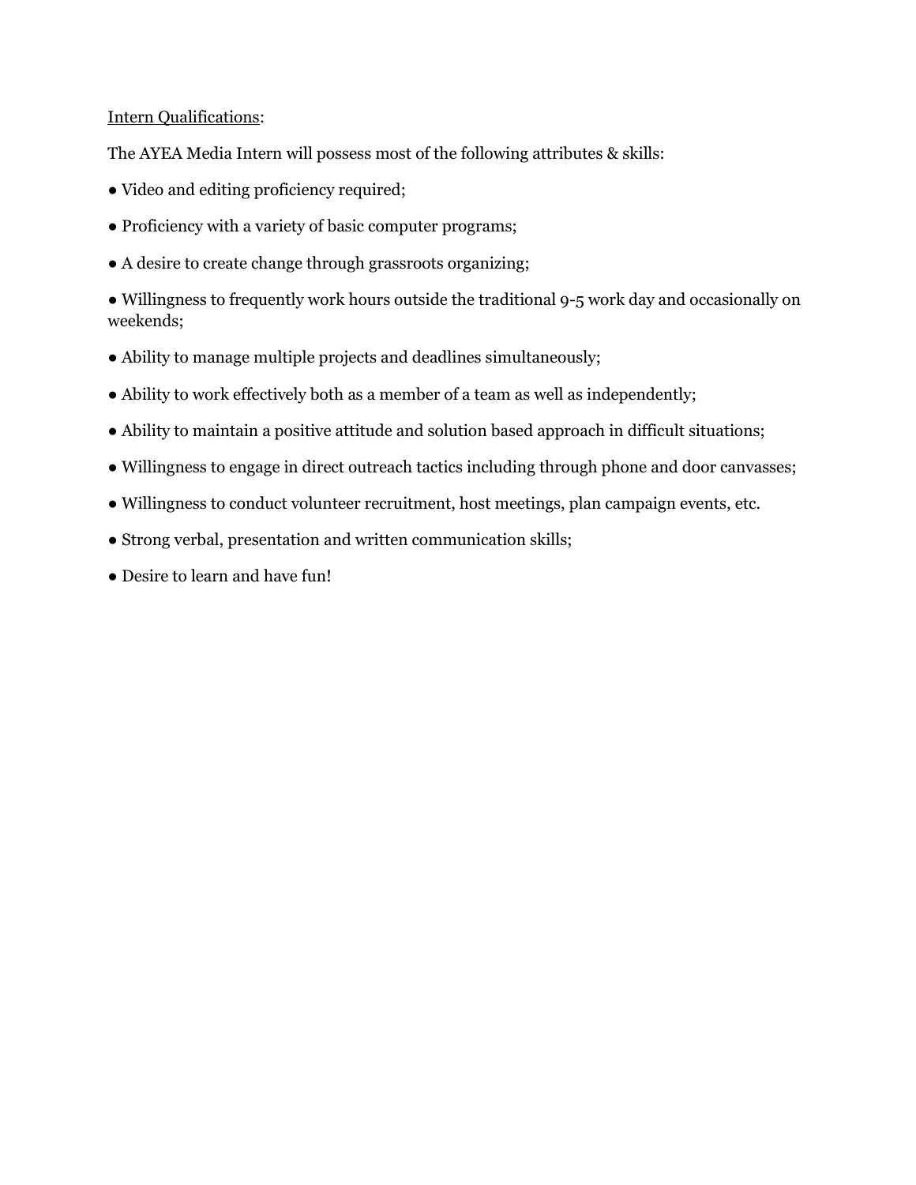Intern Qualifications:

The AYEA Media Intern will possess most of the following attributes & skills:

- Video and editing proficiency required;
- Proficiency with a variety of basic computer programs;
- A desire to create change through grassroots organizing;
- Willingness to frequently work hours outside the traditional 9-5 work day and occasionally on weekends;
- Ability to manage multiple projects and deadlines simultaneously;
- Ability to work effectively both as a member of a team as well as independently;
- Ability to maintain a positive attitude and solution based approach in difficult situations;
- Willingness to engage in direct outreach tactics including through phone and door canvasses;
- Willingness to conduct volunteer recruitment, host meetings, plan campaign events, etc.
- Strong verbal, presentation and written communication skills;
- Desire to learn and have fun!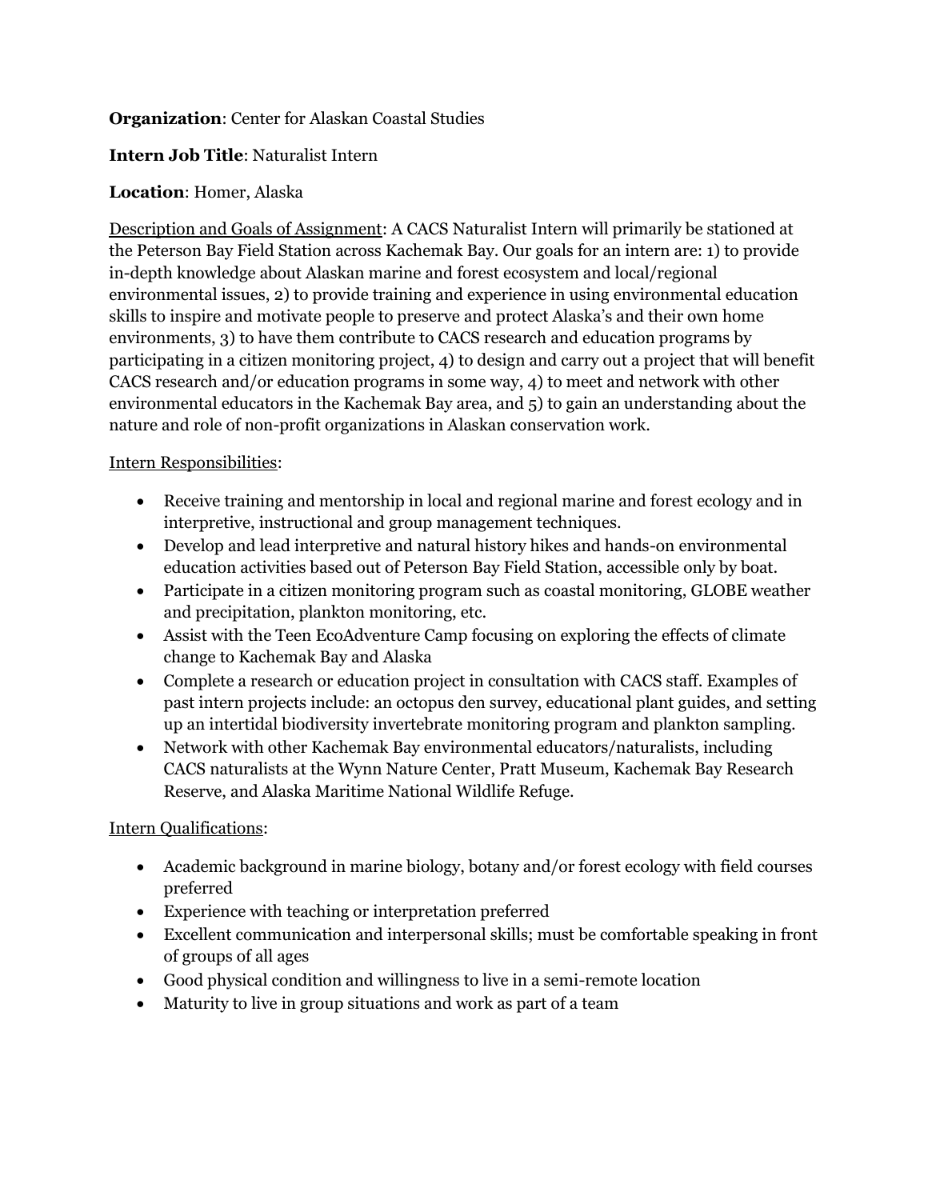**Organization**: Center for Alaskan Coastal Studies

**Intern Job Title**: Naturalist Intern

**Location**: Homer, Alaska

Description and Goals of Assignment: A CACS Naturalist Intern will primarily be stationed at the Peterson Bay Field Station across Kachemak Bay. Our goals for an intern are: 1) to provide in-depth knowledge about Alaskan marine and forest ecosystem and local/regional environmental issues, 2) to provide training and experience in using environmental education skills to inspire and motivate people to preserve and protect Alaska's and their own home environments, 3) to have them contribute to CACS research and education programs by participating in a citizen monitoring project, 4) to design and carry out a project that will benefit CACS research and/or education programs in some way, 4) to meet and network with other environmental educators in the Kachemak Bay area, and 5) to gain an understanding about the nature and role of non-profit organizations in Alaskan conservation work.

Intern Responsibilities:

- Receive training and mentorship in local and regional marine and forest ecology and in interpretive, instructional and group management techniques.
- Develop and lead interpretive and natural history hikes and hands-on environmental education activities based out of Peterson Bay Field Station, accessible only by boat.
- Participate in a citizen monitoring program such as coastal monitoring, GLOBE weather and precipitation, plankton monitoring, etc.
- Assist with the Teen EcoAdventure Camp focusing on exploring the effects of climate change to Kachemak Bay and Alaska
- Complete a research or education project in consultation with CACS staff. Examples of past intern projects include: an octopus den survey, educational plant guides, and setting up an intertidal biodiversity invertebrate monitoring program and plankton sampling.
- Network with other Kachemak Bay environmental educators/naturalists, including CACS naturalists at the Wynn Nature Center, Pratt Museum, Kachemak Bay Research Reserve, and Alaska Maritime National Wildlife Refuge.

Intern Qualifications:

- Academic background in marine biology, botany and/or forest ecology with field courses preferred
- Experience with teaching or interpretation preferred
- Excellent communication and interpersonal skills; must be comfortable speaking in front of groups of all ages
- Good physical condition and willingness to live in a semi-remote location
- Maturity to live in group situations and work as part of a team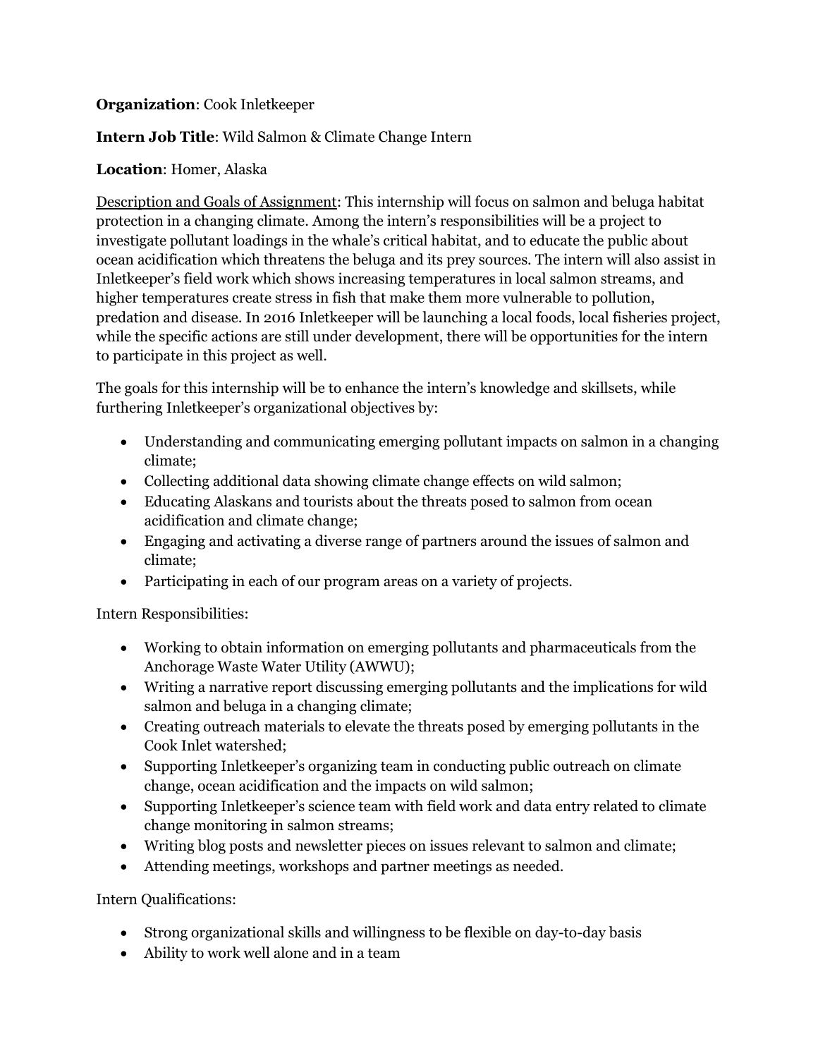**Organization**: Cook Inletkeeper

**Intern Job Title**: Wild Salmon & Climate Change Intern

**Location**: Homer, Alaska

Description and Goals of Assignment: This internship will focus on salmon and beluga habitat protection in a changing climate. Among the intern's responsibilities will be a project to investigate pollutant loadings in the whale's critical habitat, and to educate the public about ocean acidification which threatens the beluga and its prey sources. The intern will also assist in Inletkeeper's field work which shows increasing temperatures in local salmon streams, and higher temperatures create stress in fish that make them more vulnerable to pollution, predation and disease. In 2016 Inletkeeper will be launching a local foods, local fisheries project, while the specific actions are still under development, there will be opportunities for the intern to participate in this project as well.

The goals for this internship will be to enhance the intern's knowledge and skillsets, while furthering Inletkeeper's organizational objectives by:

- Understanding and communicating emerging pollutant impacts on salmon in a changing climate;
- Collecting additional data showing climate change effects on wild salmon;
- Educating Alaskans and tourists about the threats posed to salmon from ocean acidification and climate change;
- Engaging and activating a diverse range of partners around the issues of salmon and climate;
- Participating in each of our program areas on a variety of projects.

Intern Responsibilities:

- Working to obtain information on emerging pollutants and pharmaceuticals from the Anchorage Waste Water Utility (AWWU);
- Writing a narrative report discussing emerging pollutants and the implications for wild salmon and beluga in a changing climate;
- Creating outreach materials to elevate the threats posed by emerging pollutants in the Cook Inlet watershed;
- Supporting Inletkeeper's organizing team in conducting public outreach on climate change, ocean acidification and the impacts on wild salmon;
- Supporting Inletkeeper's science team with field work and data entry related to climate change monitoring in salmon streams;
- Writing blog posts and newsletter pieces on issues relevant to salmon and climate;
- Attending meetings, workshops and partner meetings as needed.

Intern Qualifications:

- Strong organizational skills and willingness to be flexible on day-to-day basis
- Ability to work well alone and in a team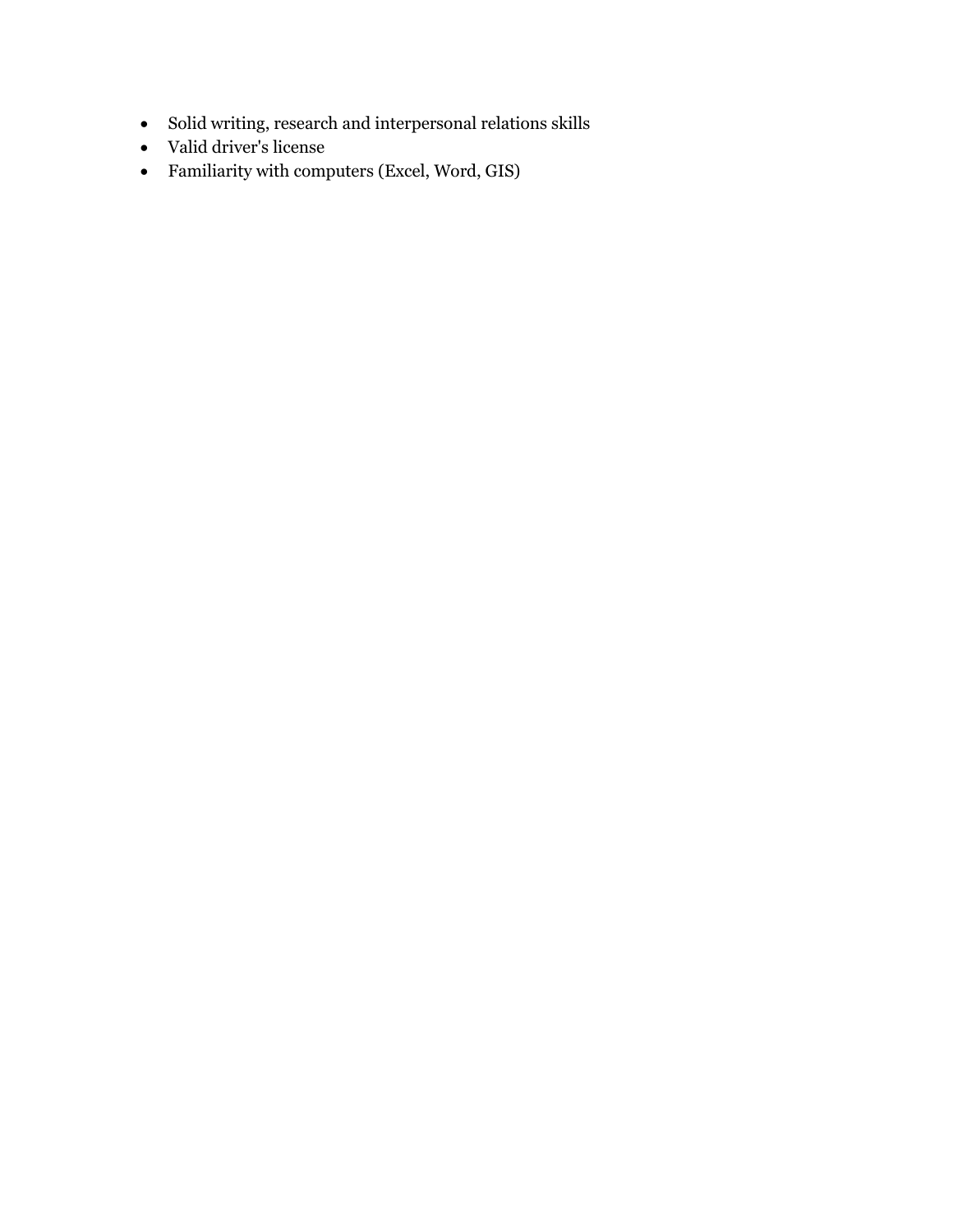- Solid writing, research and interpersonal relations skills
- Valid driver's license
- Familiarity with computers (Excel, Word, GIS)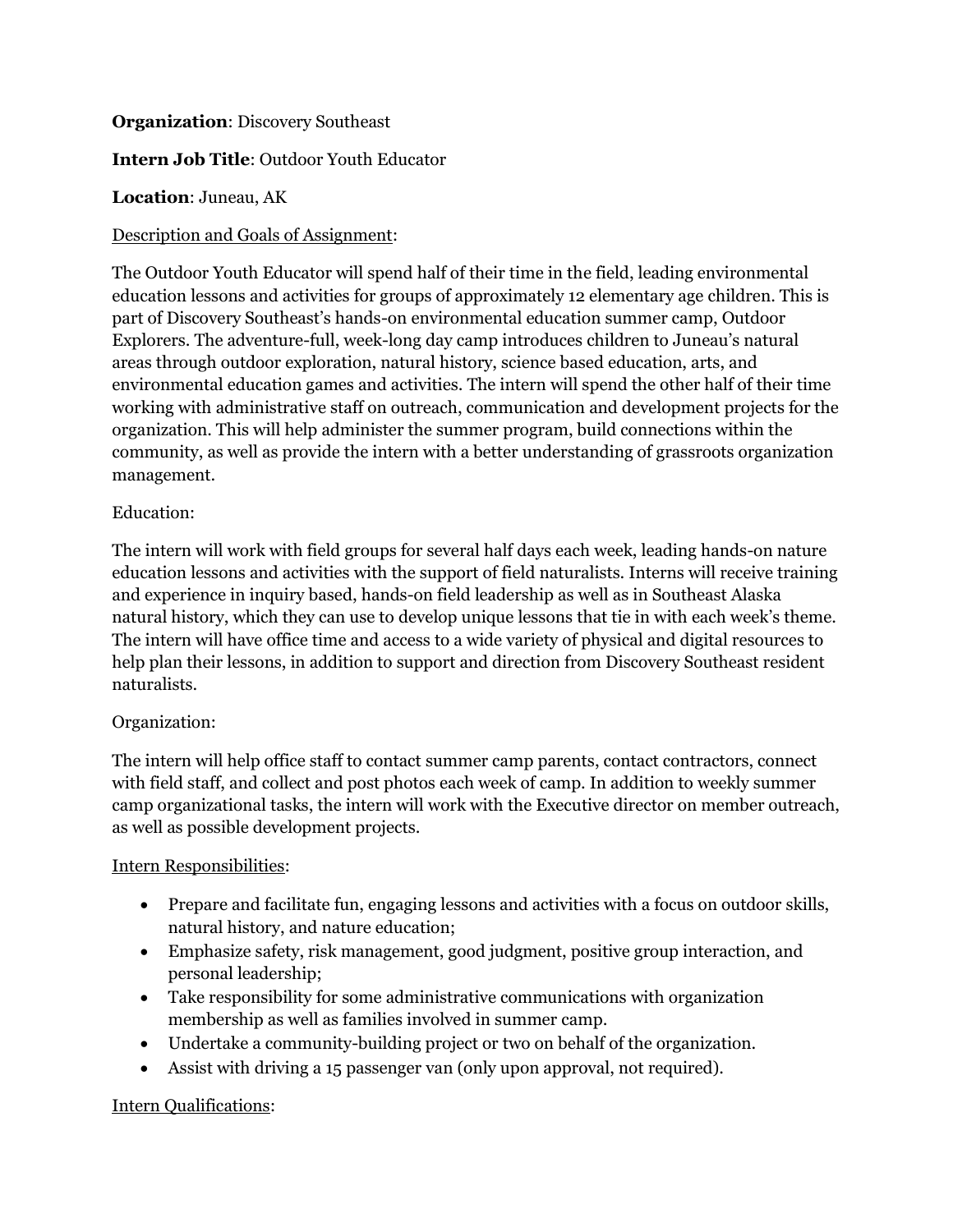**Organization**: Discovery Southeast

**Intern Job Title**: Outdoor Youth Educator

**Location**: Juneau, AK

<u>Description and Goals of Assignment</u>:

The Outdoor Youth Educator will spend half of their time in the field, leading environmental education lessons and activities for groups of approximately 12 elementary age children. This is part of Discovery Southeast's hands-on environmental education summer camp, Outdoor Explorers. The adventure-full, week-long day camp introduces children to Juneau's natural areas through outdoor exploration, natural history, science based education, arts, and environmental education games and activities. The intern will spend the other half of their time working with administrative staff on outreach, communication and development projects for the organization. This will help administer the summer program, build connections within the community, as well as provide the intern with a better understanding of grassroots organization management.

Education:

The intern will work with field groups for several half days each week, leading hands-on nature education lessons and activities with the support of field naturalists. Interns will receive training and experience in inquiry based, hands-on field leadership as well as in Southeast Alaska natural history, which they can use to develop unique lessons that tie in with each week's theme. The intern will have office time and access to a wide variety of physical and digital resources to help plan their lessons, in addition to support and direction from Discovery Southeast resident naturalists.

Organization:

The intern will help office staff to contact summer camp parents, contact contractors, connect with field staff, and collect and post photos each week of camp. In addition to weekly summer camp organizational tasks, the intern will work with the Executive director on member outreach, as well as possible development projects.

<u>Intern Responsibilities</u>:

- Prepare and facilitate fun, engaging lessons and activities with a focus on outdoor skills, natural history, and nature education;
- Emphasize safety, risk management, good judgment, positive group interaction, and personal leadership;
- Take responsibility for some administrative communications with organization membership as well as families involved in summer camp.
- Undertake a community-building project or two on behalf of the organization.
- Assist with driving a 15 passenger van (only upon approval, not required).

<u>Intern Qualifications</u>: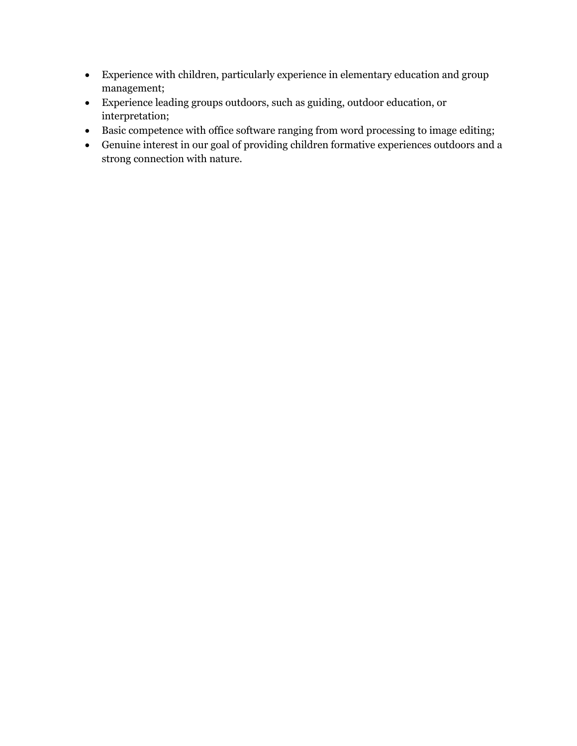- Experience with children, particularly experience in elementary education and group management;
- Experience leading groups outdoors, such as guiding, outdoor education, or interpretation;
- Basic competence with office software ranging from word processing to image editing;
- Genuine interest in our goal of providing children formative experiences outdoors and a strong connection with nature.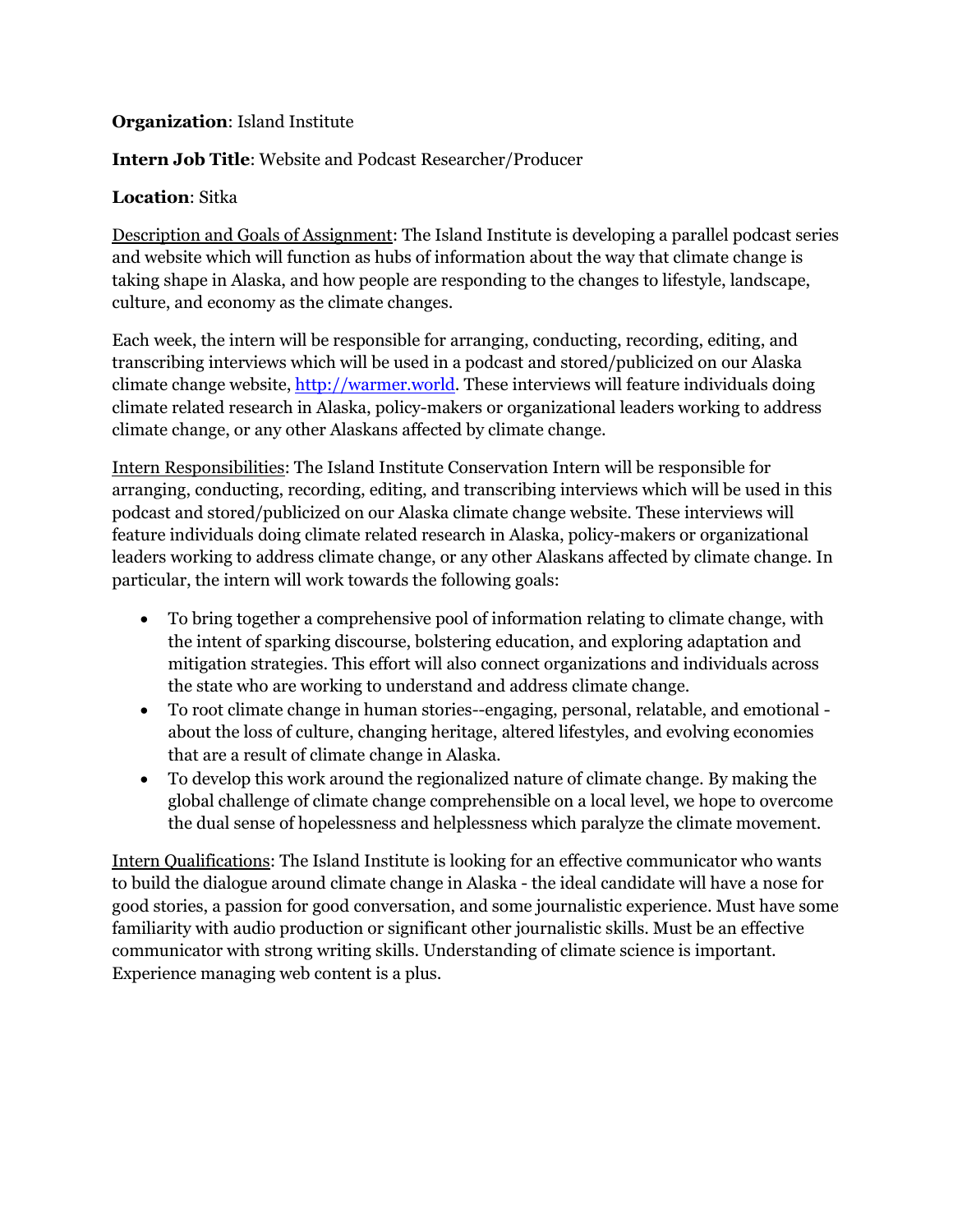**Organization**: Island Institute

**Intern Job Title**: Website and Podcast Researcher/Producer

**Location**: Sitka

Description and Goals of Assignment: The Island Institute is developing a parallel podcast series and website which will function as hubs of information about the way that climate change is taking shape in Alaska, and how people are responding to the changes to lifestyle, landscape, culture, and economy as the climate changes.

Each week, the intern will be responsible for arranging, conducting, recording, editing, and transcribing interviews which will be used in a podcast and stored/publicized on our Alaska climate change website, [http://warmer.world](http://warmer.world). These interviews will feature individuals doing climate related research in Alaska, policy-makers or organizational leaders working to address climate change, or any other Alaskans affected by climate change.

Intern Responsibilities: The Island Institute Conservation Intern will be responsible for arranging, conducting, recording, editing, and transcribing interviews which will be used in this podcast and stored/publicized on our Alaska climate change website. These interviews will feature individuals doing climate related research in Alaska, policy-makers or organizational leaders working to address climate change, or any other Alaskans affected by climate change. In particular, the intern will work towards the following goals:

- To bring together a comprehensive pool of information relating to climate change, with the intent of sparking discourse, bolstering education, and exploring adaptation and mitigation strategies. This effort will also connect organizations and individuals across the state who are working to understand and address climate change.
- To root climate change in human stories--engaging, personal, relatable, and emotional - about the loss of culture, changing heritage, altered lifestyles, and evolving economies that are a result of climate change in Alaska.
- To develop this work around the regionalized nature of climate change. By making the global challenge of climate change comprehensible on a local level, we hope to overcome the dual sense of hopelessness and helplessness which paralyze the climate movement.

Intern Qualifications: The Island Institute is looking for an effective communicator who wants to build the dialogue around climate change in Alaska - the ideal candidate will have a nose for good stories, a passion for good conversation, and some journalistic experience. Must have some familiarity with audio production or significant other journalistic skills. Must be an effective communicator with strong writing skills. Understanding of climate science is important. Experience managing web content is a plus.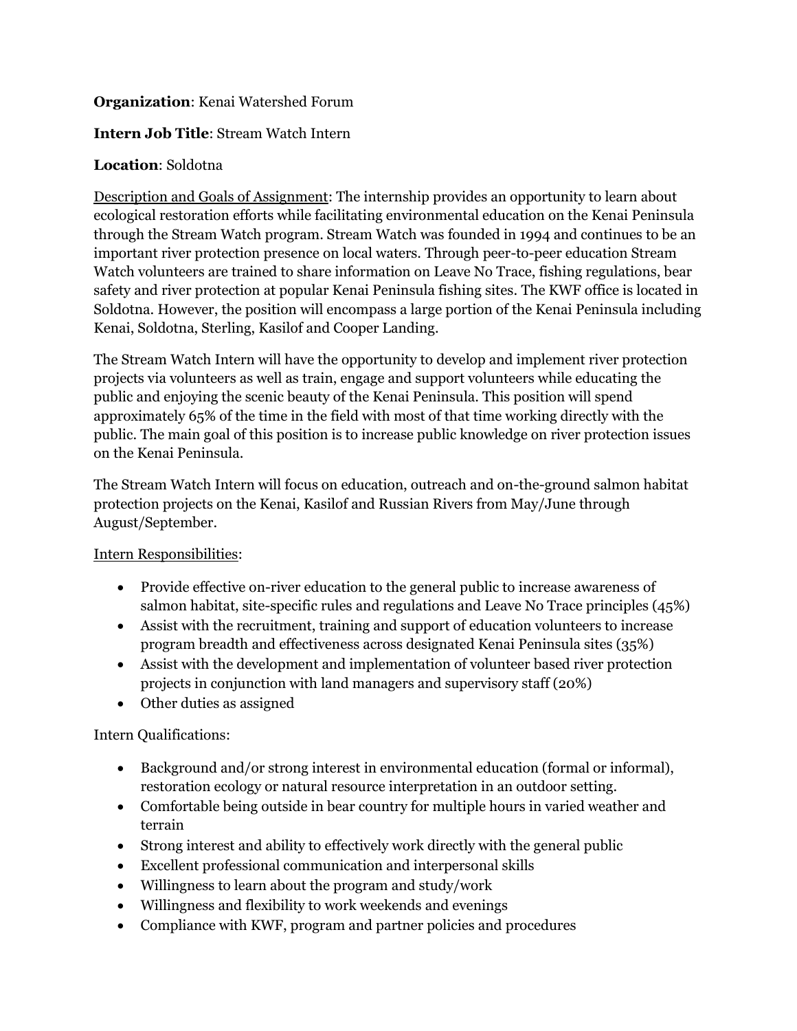**Organization**: Kenai Watershed Forum

**Intern Job Title**: Stream Watch Intern

**Location**: Soldotna

Description and Goals of Assignment: The internship provides an opportunity to learn about ecological restoration efforts while facilitating environmental education on the Kenai Peninsula through the Stream Watch program. Stream Watch was founded in 1994 and continues to be an important river protection presence on local waters. Through peer-to-peer education Stream Watch volunteers are trained to share information on Leave No Trace, fishing regulations, bear safety and river protection at popular Kenai Peninsula fishing sites. The KWF office is located in Soldotna. However, the position will encompass a large portion of the Kenai Peninsula including Kenai, Soldotna, Sterling, Kasilof and Cooper Landing.

The Stream Watch Intern will have the opportunity to develop and implement river protection projects via volunteers as well as train, engage and support volunteers while educating the public and enjoying the scenic beauty of the Kenai Peninsula. This position will spend approximately 65% of the time in the field with most of that time working directly with the public. The main goal of this position is to increase public knowledge on river protection issues on the Kenai Peninsula.

The Stream Watch Intern will focus on education, outreach and on-the-ground salmon habitat protection projects on the Kenai, Kasilof and Russian Rivers from May/June through August/September.

Intern Responsibilities:

- Provide effective on-river education to the general public to increase awareness of salmon habitat, site-specific rules and regulations and Leave No Trace principles (45%)
- Assist with the recruitment, training and support of education volunteers to increase program breadth and effectiveness across designated Kenai Peninsula sites (35%)
- Assist with the development and implementation of volunteer based river protection projects in conjunction with land managers and supervisory staff (20%)
- Other duties as assigned

Intern Qualifications:

- Background and/or strong interest in environmental education (formal or informal), restoration ecology or natural resource interpretation in an outdoor setting.
- Comfortable being outside in bear country for multiple hours in varied weather and terrain
- Strong interest and ability to effectively work directly with the general public
- Excellent professional communication and interpersonal skills
- Willingness to learn about the program and study/work
- Willingness and flexibility to work weekends and evenings
- Compliance with KWF, program and partner policies and procedures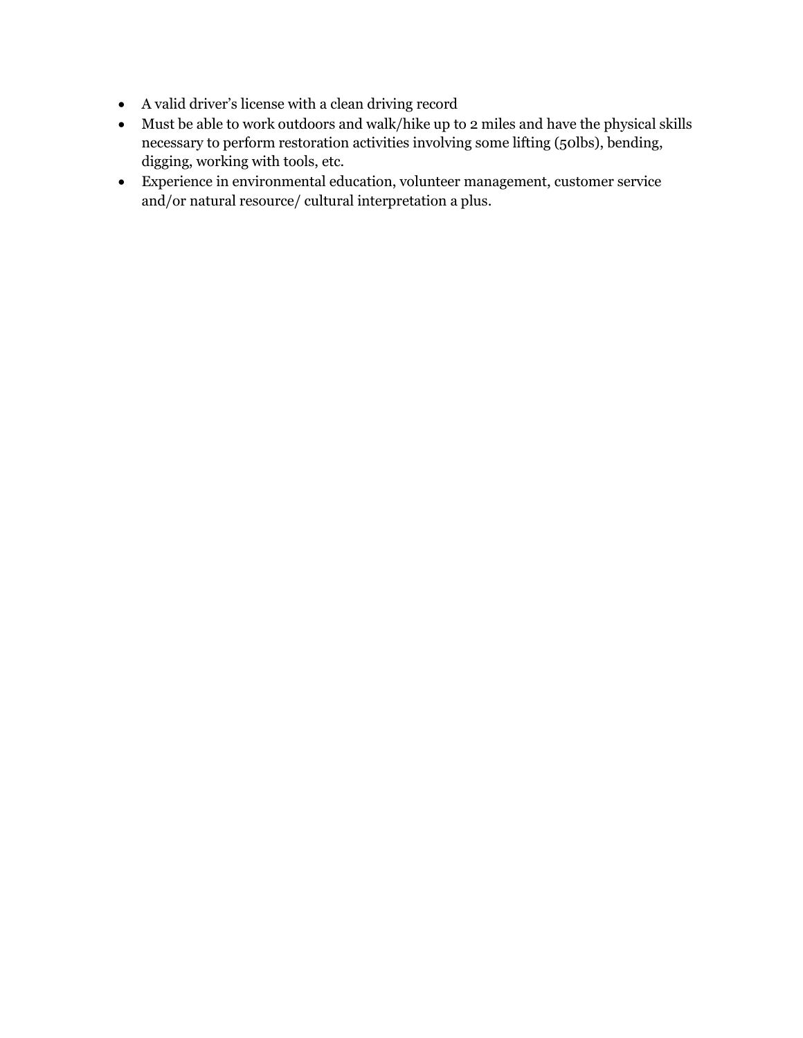- A valid driver's license with a clean driving record
- Must be able to work outdoors and walk/hike up to 2 miles and have the physical skills necessary to perform restoration activities involving some lifting (50lbs), bending, digging, working with tools, etc.
- Experience in environmental education, volunteer management, customer service and/or natural resource/ cultural interpretation a plus.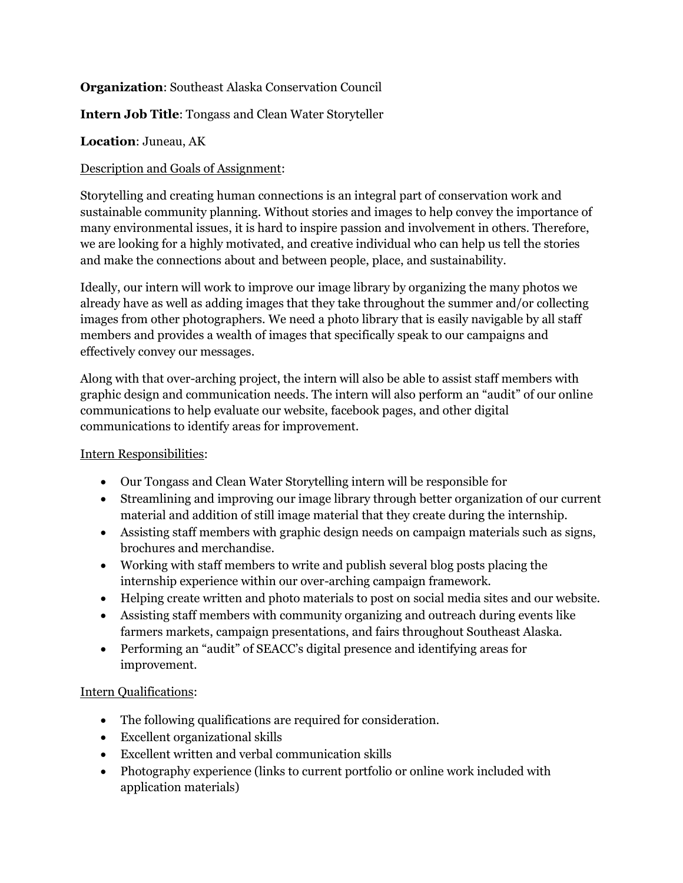**Organization**: Southeast Alaska Conservation Council

**Intern Job Title**: Tongass and Clean Water Storyteller

**Location**: Juneau, AK

Description and Goals of Assignment:

Storytelling and creating human connections is an integral part of conservation work and sustainable community planning. Without stories and images to help convey the importance of many environmental issues, it is hard to inspire passion and involvement in others. Therefore, we are looking for a highly motivated, and creative individual who can help us tell the stories and make the connections about and between people, place, and sustainability.

Ideally, our intern will work to improve our image library by organizing the many photos we already have as well as adding images that they take throughout the summer and/or collecting images from other photographers. We need a photo library that is easily navigable by all staff members and provides a wealth of images that specifically speak to our campaigns and effectively convey our messages.

Along with that over-arching project, the intern will also be able to assist staff members with graphic design and communication needs. The intern will also perform an "audit" of our online communications to help evaluate our website, facebook pages, and other digital communications to identify areas for improvement.

Intern Responsibilities:

- Our Tongass and Clean Water Storytelling intern will be responsible for
- Streamlining and improving our image library through better organization of our current material and addition of still image material that they create during the internship.
- Assisting staff members with graphic design needs on campaign materials such as signs, brochures and merchandise.
- Working with staff members to write and publish several blog posts placing the internship experience within our over-arching campaign framework.
- Helping create written and photo materials to post on social media sites and our website.
- Assisting staff members with community organizing and outreach during events like farmers markets, campaign presentations, and fairs throughout Southeast Alaska.
- Performing an "audit" of SEACC's digital presence and identifying areas for improvement.

Intern Qualifications:

- The following qualifications are required for consideration.
- Excellent organizational skills
- Excellent written and verbal communication skills
- Photography experience (links to current portfolio or online work included with application materials)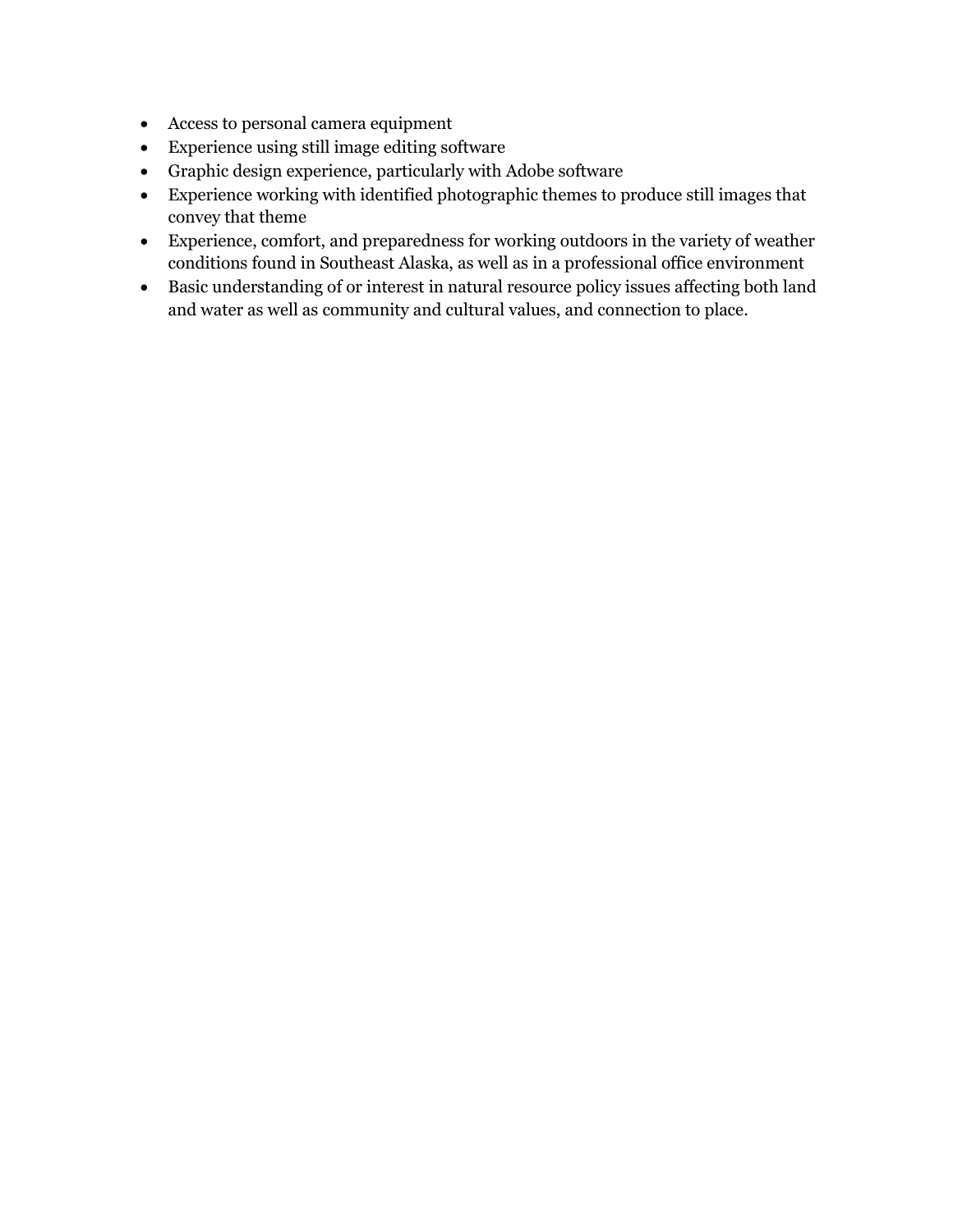- Access to personal camera equipment
- Experience using still image editing software
- Graphic design experience, particularly with Adobe software
- Experience working with identified photographic themes to produce still images that convey that theme
- Experience, comfort, and preparedness for working outdoors in the variety of weather conditions found in Southeast Alaska, as well as in a professional office environment
- Basic understanding of or interest in natural resource policy issues affecting both land and water as well as community and cultural values, and connection to place.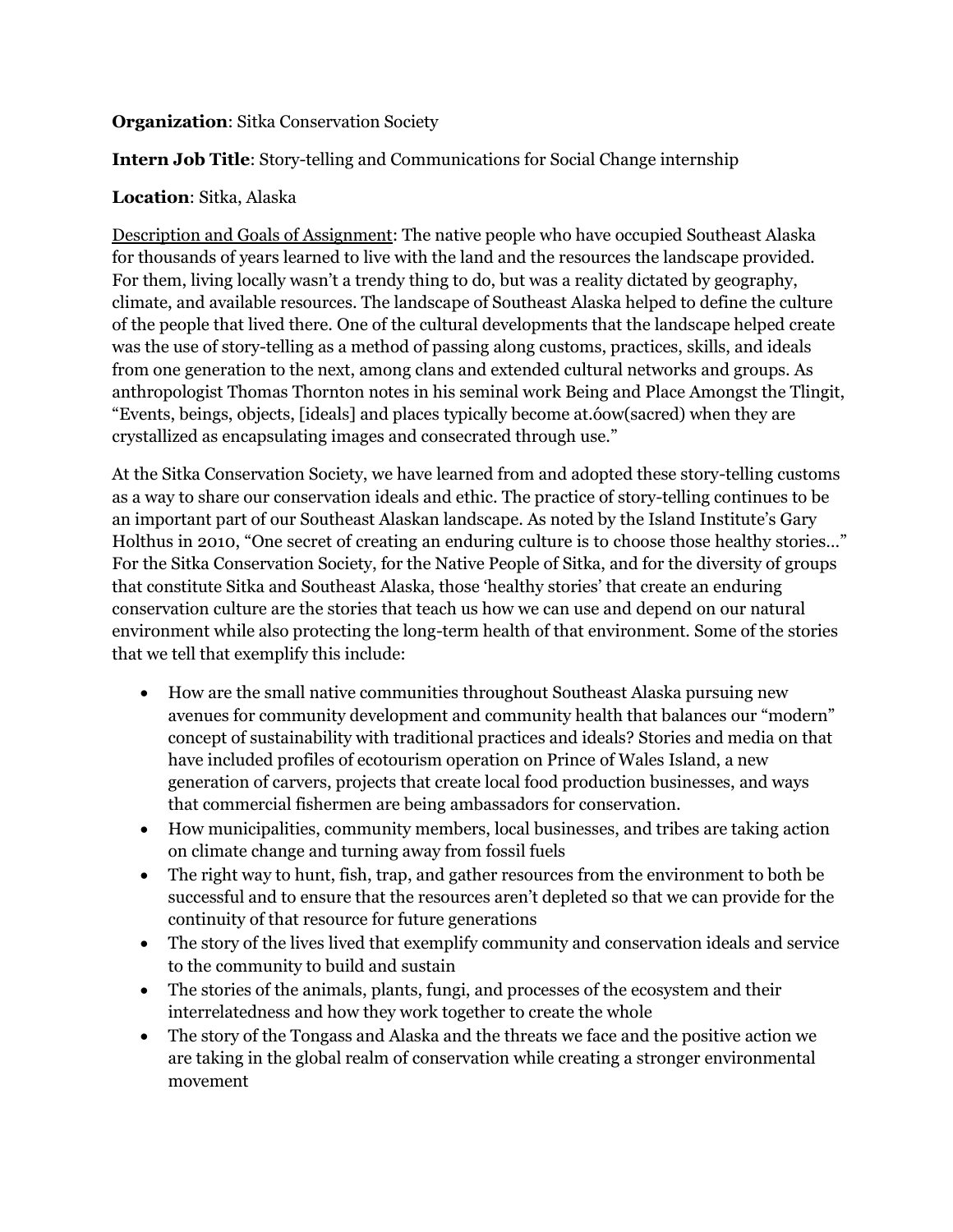**Organization**: Sitka Conservation Society

**Intern Job Title**: Story-telling and Communications for Social Change internship

**Location**: Sitka, Alaska

Description and Goals of Assignment: The native people who have occupied Southeast Alaska for thousands of years learned to live with the land and the resources the landscape provided. For them, living locally wasn't a trendy thing to do, but was a reality dictated by geography, climate, and available resources. The landscape of Southeast Alaska helped to define the culture of the people that lived there. One of the cultural developments that the landscape helped create was the use of story-telling as a method of passing along customs, practices, skills, and ideals from one generation to the next, among clans and extended cultural networks and groups. As anthropologist Thomas Thornton notes in his seminal work Being and Place Amongst the Tlingit, "Events, beings, objects, [ideals] and places typically become at.óow(sacred) when they are crystallized as encapsulating images and consecrated through use."

At the Sitka Conservation Society, we have learned from and adopted these story-telling customs as a way to share our conservation ideals and ethic. The practice of story-telling continues to be an important part of our Southeast Alaskan landscape. As noted by the Island Institute's Gary Holthus in 2010, "One secret of creating an enduring culture is to choose those healthy stories…" For the Sitka Conservation Society, for the Native People of Sitka, and for the diversity of groups that constitute Sitka and Southeast Alaska, those 'healthy stories' that create an enduring conservation culture are the stories that teach us how we can use and depend on our natural environment while also protecting the long-term health of that environment. Some of the stories that we tell that exemplify this include:

- How are the small native communities throughout Southeast Alaska pursuing new avenues for community development and community health that balances our "modern" concept of sustainability with traditional practices and ideals? Stories and media on that have included profiles of ecotourism operation on Prince of Wales Island, a new generation of carvers, projects that create local food production businesses, and ways that commercial fishermen are being ambassadors for conservation.
- How municipalities, community members, local businesses, and tribes are taking action on climate change and turning away from fossil fuels
- The right way to hunt, fish, trap, and gather resources from the environment to both be successful and to ensure that the resources aren't depleted so that we can provide for the continuity of that resource for future generations
- The story of the lives lived that exemplify community and conservation ideals and service to the community to build and sustain
- The stories of the animals, plants, fungi, and processes of the ecosystem and their interrelatedness and how they work together to create the whole
- The story of the Tongass and Alaska and the threats we face and the positive action we are taking in the global realm of conservation while creating a stronger environmental movement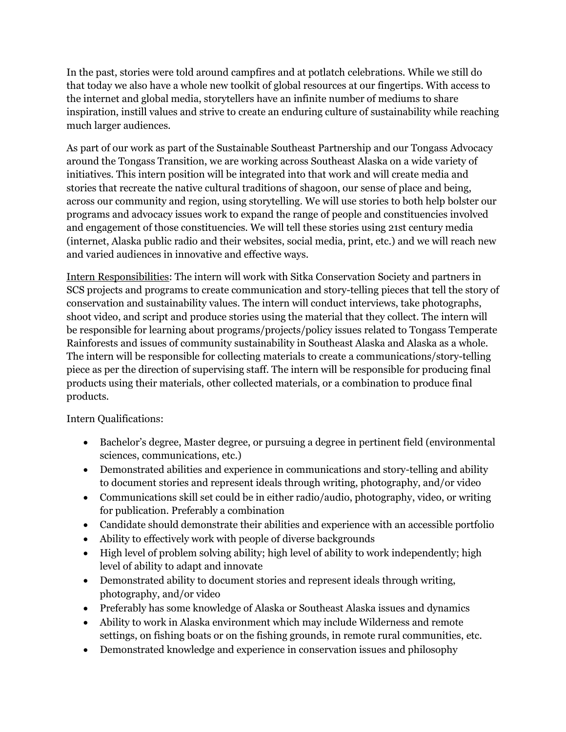In the past, stories were told around campfires and at potlatch celebrations. While we still do that today we also have a whole new toolkit of global resources at our fingertips. With access to the internet and global media, storytellers have an infinite number of mediums to share inspiration, instill values and strive to create an enduring culture of sustainability while reaching much larger audiences.

As part of our work as part of the Sustainable Southeast Partnership and our Tongass Advocacy around the Tongass Transition, we are working across Southeast Alaska on a wide variety of initiatives. This intern position will be integrated into that work and will create media and stories that recreate the native cultural traditions of shagoon, our sense of place and being, across our community and region, using storytelling. We will use stories to both help bolster our programs and advocacy issues work to expand the range of people and constituencies involved and engagement of those constituencies. We will tell these stories using 21st century media (internet, Alaska public radio and their websites, social media, print, etc.) and we will reach new and varied audiences in innovative and effective ways.

<u>Intern Responsibilities</u>: The intern will work with Sitka Conservation Society and partners in SCS projects and programs to create communication and story-telling pieces that tell the story of conservation and sustainability values. The intern will conduct interviews, take photographs, shoot video, and script and produce stories using the material that they collect. The intern will be responsible for learning about programs/projects/policy issues related to Tongass Temperate Rainforests and issues of community sustainability in Southeast Alaska and Alaska as a whole. The intern will be responsible for collecting materials to create a communications/story-telling piece as per the direction of supervising staff. The intern will be responsible for producing final products using their materials, other collected materials, or a combination to produce final products.

Intern Qualifications:

- Bachelor's degree, Master degree, or pursuing a degree in pertinent field (environmental sciences, communications, etc.)
- Demonstrated abilities and experience in communications and story-telling and ability to document stories and represent ideals through writing, photography, and/or video
- Communications skill set could be in either radio/audio, photography, video, or writing for publication. Preferably a combination
- Candidate should demonstrate their abilities and experience with an accessible portfolio
- Ability to effectively work with people of diverse backgrounds
- High level of problem solving ability; high level of ability to work independently; high level of ability to adapt and innovate
- Demonstrated ability to document stories and represent ideals through writing, photography, and/or video
- Preferably has some knowledge of Alaska or Southeast Alaska issues and dynamics
- Ability to work in Alaska environment which may include Wilderness and remote settings, on fishing boats or on the fishing grounds, in remote rural communities, etc.
- Demonstrated knowledge and experience in conservation issues and philosophy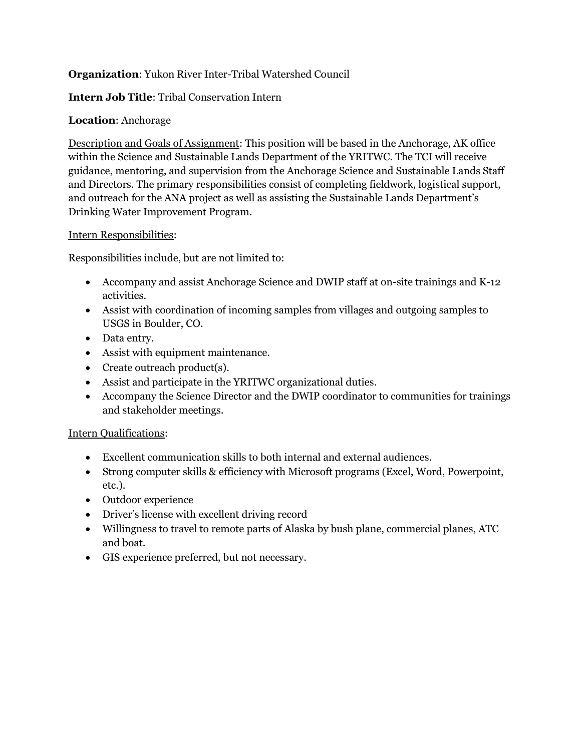**Organization**: Yukon River Inter-Tribal Watershed Council

**Intern Job Title**: Tribal Conservation Intern

**Location**: Anchorage

Description and Goals of Assignment: This position will be based in the Anchorage, AK office within the Science and Sustainable Lands Department of the YRITWC. The TCI will receive guidance, mentoring, and supervision from the Anchorage Science and Sustainable Lands Staff and Directors. The primary responsibilities consist of completing fieldwork, logistical support, and outreach for the ANA project as well as assisting the Sustainable Lands Department's Drinking Water Improvement Program.

Intern Responsibilities:

Responsibilities include, but are not limited to:

- Accompany and assist Anchorage Science and DWIP staff at on-site trainings and K-12 activities.
- Assist with coordination of incoming samples from villages and outgoing samples to USGS in Boulder, CO.
- Data entry.
- Assist with equipment maintenance.
- Create outreach product(s).
- Assist and participate in the YRITWC organizational duties.
- Accompany the Science Director and the DWIP coordinator to communities for trainings and stakeholder meetings.

Intern Qualifications:

- Excellent communication skills to both internal and external audiences.
- Strong computer skills & efficiency with Microsoft programs (Excel, Word, Powerpoint, etc.).
- Outdoor experience
- Driver's license with excellent driving record
- Willingness to travel to remote parts of Alaska by bush plane, commercial planes, ATC and boat.
- GIS experience preferred, but not necessary.